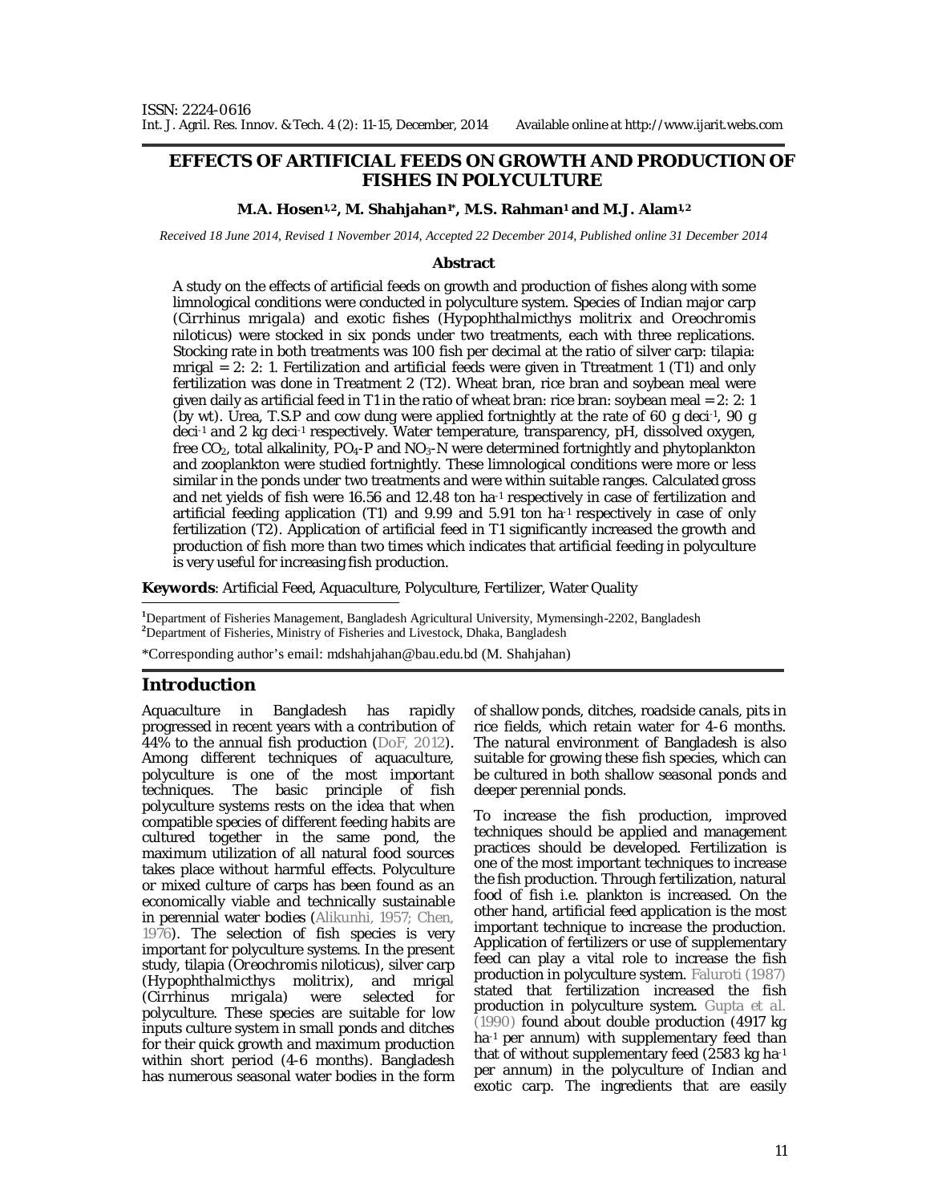# EFFECTS OF ARTIFICIAL FEEDS ON GROWTH AND PRODUCTION OF FISHES IN POLYCULTURE

**M.A. Hosen[1,2], M. Shahjahan[1*], M.S. Rahman[1] and M.J. Alam[1,2]**

*Received 18 June 2014, Revised 1 November 2014, Accepted 22 December 2014, Published online 31 December 2014*

### Abstract

A study on the effects of artificial feeds on growth and production of fishes along with some limnological conditions were conducted in polyculture system. Species of Indian major carp (*Cirrhinus mrigala*) and exotic fishes (*Hypophthalmicthys molitrix* and *Oreochromis niloticus*) were stocked in six ponds under two treatments, each with three replications. Stocking rate in both treatments was 100 fish per decimal at the ratio of silver carp: tilapia: mrigal = 2: 2: 1. Fertilization and artificial feeds were given in Ttreatment 1 (T1) and only fertilization was done in Treatment 2 (T2). Wheat bran, rice bran and soybean meal were given daily as artificial feed in T1 in the ratio of wheat bran: rice bran: soybean meal = 2: 2: 1 (by wt). Urea, T.S.P and cow dung were applied fortnightly at the rate of 60 g $deci^{-1}$, 90 g $deci^{-1}$ and 2 kg $deci^{-1}$ respectively. Water temperature, transparency, pH, dissolved oxygen, free $CO_2$, total alkalinity, $PO_4$-P and $NO_3$-N were determined fortnightly and phytoplankton and zooplankton were studied fortnightly. These limnological conditions were more or less similar in the ponds under two treatments and were within suitable ranges. Calculated gross and net yields of fish were 16.56 and 12.48 ton $ha^{-1}$ respectively in case of fertilization and artificial feeding application (T1) and 9.99 and 5.91 ton $ha^{-1}$ respectively in case of only fertilization (T2). Application of artificial feed in T1 significantly increased the growth and production of fish more than two times which indicates that artificial feeding in polyculture is very useful for increasing fish production.

**Keywords**: Artificial Feed, Aquaculture, Polyculture, Fertilizer, Water Quality

[1]Department of Fisheries Management, Bangladesh Agricultural University, Mymensingh-2202, Bangladesh
[2]Department of Fisheries, Ministry of Fisheries and Livestock, Dhaka, Bangladesh

*Corresponding author's email: mdshahjahan@bau.edu.bd (M. Shahjahan)

## Introduction

Aquaculture in Bangladesh has rapidly progressed in recent years with a contribution of 44% to the annual fish production (DoF, 2012). Among different techniques of aquaculture, polyculture is one of the most important techniques. The basic principle of fish polyculture systems rests on the idea that when compatible species of different feeding habits are cultured together in the same pond, the maximum utilization of all natural food sources takes place without harmful effects. Polyculture or mixed culture of carps has been found as an economically viable and technically sustainable in perennial water bodies (Alikunhi, 1957; Chen, 1976). The selection of fish species is very important for polyculture systems. In the present study, tilapia (*Oreochromis niloticus*), silver carp (*Hypophthalmicthys molitrix*), and mrigal (*Cirrhinus mrigala*) were selected for polyculture. These species are suitable for low inputs culture system in small ponds and ditches for their quick growth and maximum production within short period (4-6 months). Bangladesh has numerous seasonal water bodies in the form of shallow ponds, ditches, roadside canals, pits in rice fields, which retain water for 4-6 months. The natural environment of Bangladesh is also suitable for growing these fish species, which can be cultured in both shallow seasonal ponds and deeper perennial ponds.

To increase the fish production, improved techniques should be applied and management practices should be developed. Fertilization is one of the most important techniques to increase the fish production. Through fertilization, natural food of fish i.e. plankton is increased. On the other hand, artificial feed application is the most important technique to increase the production. Application of fertilizers or use of supplementary feed can play a vital role to increase the fish production in polyculture system. Faluroti (1987) stated that fertilization increased the fish production in polyculture system. Gupta et al. (1990) found about double production (4917 kg $ha^{-1}$ per annum) with supplementary feed than that of without supplementary feed (2583 kg $ha^{-1}$ per annum) in the polyculture of Indian and exotic carp. The ingredients that are easily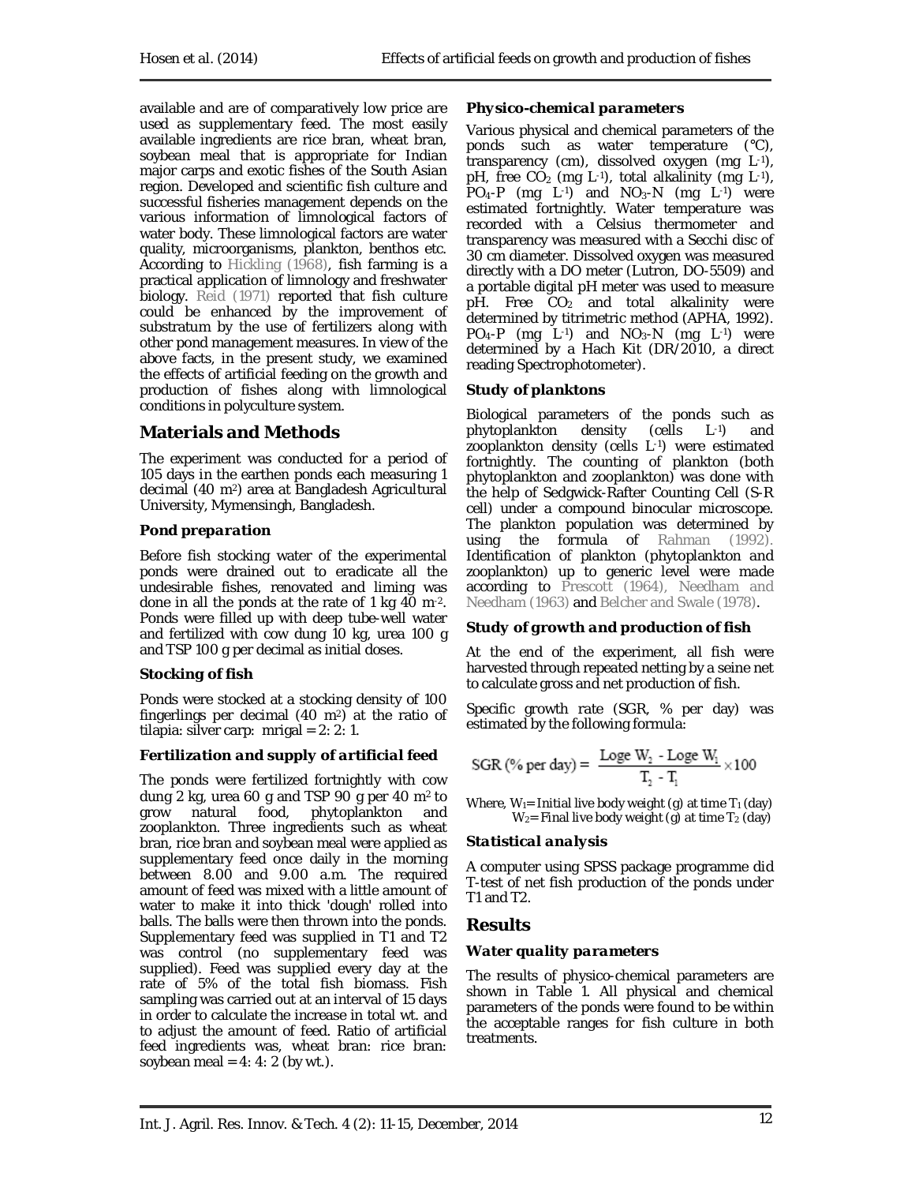available and are of comparatively low price are used as supplementary feed. The most easily available ingredients are rice bran, wheat bran, soybean meal that is appropriate for Indian major carps and exotic fishes of the South Asian region. Developed and scientific fish culture and successful fisheries management depends on the various information of limnological factors of water body. These limnological factors are water quality, microorganisms, plankton, benthos etc. According to Hickling (1968), fish farming is a practical application of limnology and freshwater biology. Reid (1971) reported that fish culture could be enhanced by the improvement of substratum by the use of fertilizers along with other pond management measures. In view of the above facts, in the present study, we examined the effects of artificial feeding on the growth and production of fishes along with limnological conditions in polyculture system.

## Materials and Methods

The experiment was conducted for a period of 105 days in the earthen ponds each measuring 1 decimal (40 $m^2$) area at Bangladesh Agricultural University, Mymensingh, Bangladesh.

### *Pond preparation*

Before fish stocking water of the experimental ponds were drained out to eradicate all the undesirable fishes, renovated and liming was done in all the ponds at the rate of 1 kg 40 $m^{-2}$. Ponds were filled up with deep tube-well water and fertilized with cow dung 10 kg, urea 100 g and TSP 100 g per decimal as initial doses.

### *Stocking of fish*

Ponds were stocked at a stocking density of 100 fingerlings per decimal (40 $m^2$) at the ratio of tilapia: silver carp: mrigal = 2: 2: 1.

### *Fertilization and supply of artificial feed*

The ponds were fertilized fortnightly with cow dung 2 kg, urea 60 g and TSP 90 g per 40 $m^2$ to grow natural food, phytoplankton and zooplankton. Three ingredients such as wheat bran, rice bran and soybean meal were applied as supplementary feed once daily in the morning between 8.00 and 9.00 a.m. The required amount of feed was mixed with a little amount of water to make it into thick 'dough' rolled into balls. The balls were then thrown into the ponds. Supplementary feed was supplied in T1 and T2 was control (no supplementary feed was supplied). Feed was supplied every day at the rate of 5% of the total fish biomass. Fish sampling was carried out at an interval of 15 days in order to calculate the increase in total wt. and to adjust the amount of feed. Ratio of artificial feed ingredients was, wheat bran: rice bran: soybean meal = 4: 4: 2 (by wt.).

### *Physico-chemical parameters*

Various physical and chemical parameters of the ponds such as water temperature (°C), transparency (cm), dissolved oxygen (mg $L^{-1}$), pH, free $CO_2$ (mg $L^{-1}$), total alkalinity (mg $L^{-1}$), $PO_4$-P (mg $L^{-1}$) and $NO_3$-N (mg $L^{-1}$) were estimated fortnightly. Water temperature was recorded with a Celsius thermometer and transparency was measured with a Secchi disc of 30 cm diameter. Dissolved oxygen was measured directly with a DO meter (Lutron, DO-5509) and a portable digital pH meter was used to measure pH. Free $CO_2$ and total alkalinity were determined by titrimetric method (APHA, 1992). $PO_4$-P (mg $L^{-1}$) and $NO_3$-N (mg $L^{-1}$) were determined by a Hach Kit (DR/2010, a direct reading Spectrophotometer).

### *Study of planktons*

Biological parameters of the ponds such as phytoplankton density (cells $L^{-1}$) and zooplankton density (cells $L^{-1}$) were estimated fortnightly. The counting of plankton (both phytoplankton and zooplankton) was done with the help of Sedgwick-Rafter Counting Cell (S-R cell) under a compound binocular microscope. The plankton population was determined by using the formula of Rahman (1992). Identification of plankton (phytoplankton and zooplankton) up to generic level were made according to Prescott (1964), Needham and Needham (1963) and Belcher and Swale (1978).

### *Study of growth and production of fish*

At the end of the experiment, all fish were harvested through repeated netting by a seine net to calculate gross and net production of fish.

Specific growth rate (SGR, % per day) was estimated by the following formula:

$$\text{SGR (\% per day)} = \frac{\text{Loge } W_2 - \text{Loge } W_1}{T_2 - T_1} \times 100$$

Where, $W_1$= Initial live body weight (g) at time $T_1$ (day)
$W_2$= Final live body weight (g) at time $T_2$ (day)

### *Statistical analysis*

A computer using SPSS package programme did T-test of net fish production of the ponds under T1 and T2.

## Results

### *Water quality parameters*

The results of physico-chemical parameters are shown in Table 1. All physical and chemical parameters of the ponds were found to be within the acceptable ranges for fish culture in both treatments.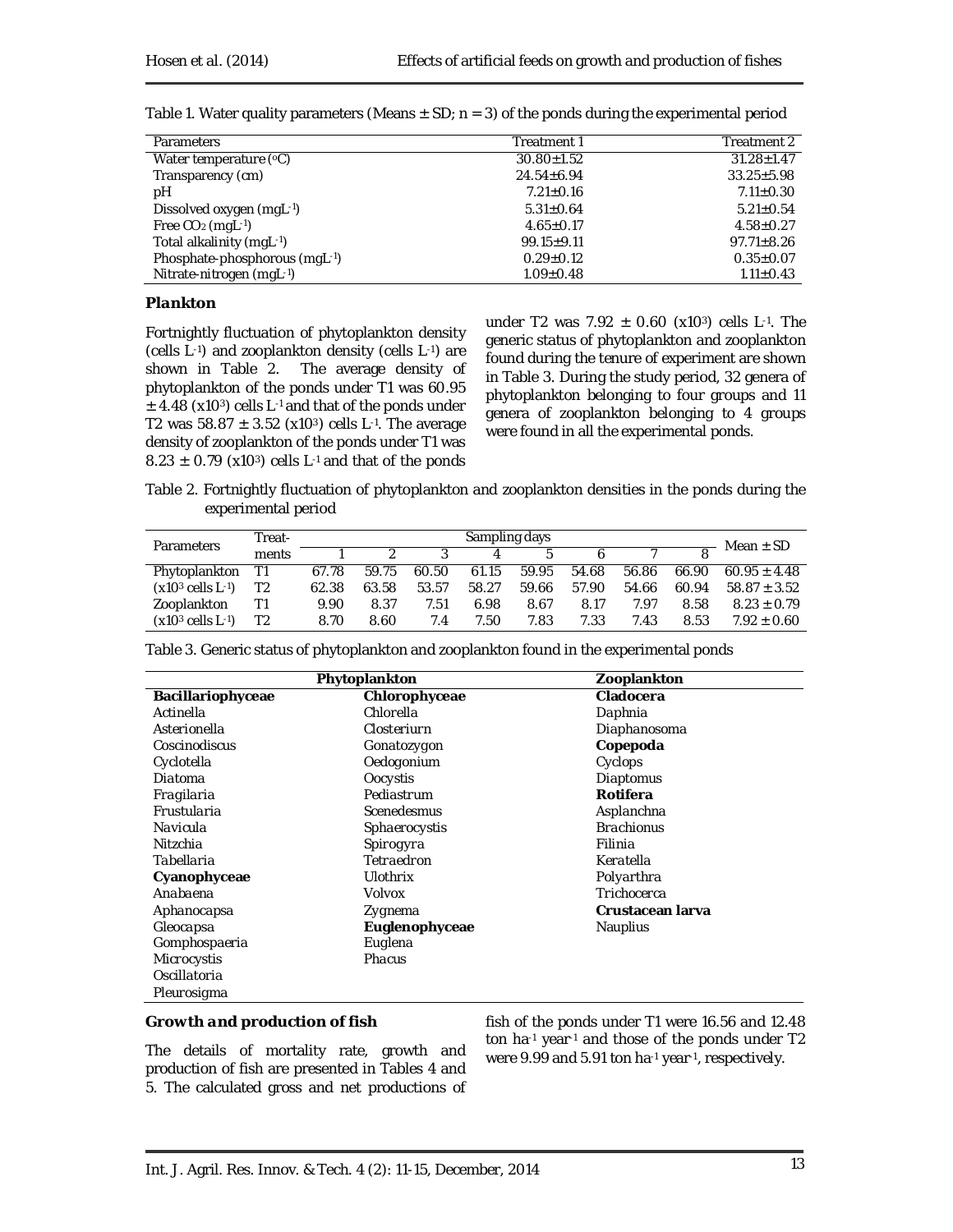Table 1. Water quality parameters (Means ± SD; n = 3) of the ponds during the experimental period

| Parameters | Treatment 1 | Treatment 2 |
|---|---|---|
| Water temperature (°C) | 30.80±1.52 | 31.28±1.47 |
| Transparency (cm) | 24.54±6.94 | 33.25±5.98 |
| pH | 7.21±0.16 | 7.11±0.30 |
| Dissolved oxygen ($mgL^{-1}$) | 5.31±0.64 | 5.21±0.54 |
| Free $CO_2$ ($mgL^{-1}$) | 4.65±0.17 | 4.58±0.27 |
| Total alkalinity ($mgL^{-1}$) | 99.15±9.11 | 97.71±8.26 |
| Phosphate-phosphorous ($mgL^{-1}$) | 0.29±0.12 | 0.35±0.07 |
| Nitrate-nitrogen ($mgL^{-1}$) | 1.09±0.48 | 1.11±0.43 |

### Plankton

Fortnightly fluctuation of phytoplankton density (cells $L^{-1}$) and zooplankton density (cells $L^{-1}$) are shown in Table 2. The average density of phytoplankton of the ponds under T1 was 60.95 ± 4.48 ($x10^3$) cells $L^{-1}$ and that of the ponds under T2 was 58.87 ± 3.52 ($x10^3$) cells $L^{-1}$. The average density of zooplankton of the ponds under T1 was 8.23 ± 0.79 ($x10^3$) cells $L^{-1}$ and that of the ponds under T2 was 7.92 ± 0.60 ($x10^3$) cells $L^{-1}$. The generic status of phytoplankton and zooplankton found during the tenure of experiment are shown in Table 3. During the study period, 32 genera of phytoplankton belonging to four groups and 11 genera of zooplankton belonging to 4 groups were found in all the experimental ponds.

Table 2. Fortnightly fluctuation of phytoplankton and zooplankton densities in the ponds during the experimental period

| Parameters | Treat-ments | Sampling days | | | | | | | | Mean ± SD |
|---|---|---|---|---|---|---|---|---|---|---|
| | | 1 | 2 | 3 | 4 | 5 | 6 | 7 | 8 | |
| Phytoplankton | T1 | 67.78 | 59.75 | 60.50 | 61.15 | 59.95 | 54.68 | 56.86 | 66.90 | 60.95 ± 4.48 |
| ($x10^3$ cells $L^{-1}$) | T2 | 62.38 | 63.58 | 53.57 | 58.27 | 59.66 | 57.90 | 54.66 | 60.94 | 58.87 ± 3.52 |
| Zooplankton | T1 | 9.90 | 8.37 | 7.51 | 6.98 | 8.67 | 8.17 | 7.97 | 8.58 | 8.23 ± 0.79 |
| ($x10^3$ cells $L^{-1}$) | T2 | 8.70 | 8.60 | 7.4 | 7.50 | 7.83 | 7.33 | 7.43 | 8.53 | 7.92 ± 0.60 |

Table 3. Generic status of phytoplankton and zooplankton found in the experimental ponds

| Phytoplankton | | Zooplankton |
|---|---|---|
| **Bacillariophyceae** | **Chlorophyceae** | **Cladocera** |
| *Actinella* | *Chlorella* | *Daphnia* |
| *Asterionella* | *Closteriurn* | *Diaphanosoma* |
| *Coscinodiscus* | *Gonatozygon* | **Copepoda** |
| *Cyclotella* | *Oedogonium* | *Cyclops* |
| *Diatoma* | *Oocystis* | *Diaptomus* |
| *Fragilaria* | *Pediastrum* | **Rotifera** |
| *Frustularia* | *Scenedesmus* | *Asplanchna* |
| *Navicula* | *Sphaerocystis* | *Brachionus* |
| *Nitzchia* | *Spirogyra* | *Filinia* |
| *Tabellaria* | *Tetraedron* | *Keratella* |
| **Cyanophyceae** | *Ulothrix* | *Polyarthra* |
| *Anabaena* | *Volvox* | *Trichocerca* |
| *Aphanocapsa* | *Zygnema* | **Crustacean larva** |
| *Gleocapsa* | **Euglenophyceae** | *Nauplius* |
| *Gomphospaeria* | *Euglena* | |
| *Microcystis* | *Phacus* | |
| *Oscillatoria* | | |
| *Pleurosigma* | | |

### Growth and production of fish

The details of mortality rate, growth and production of fish are presented in Tables 4 and 5. The calculated gross and net productions of fish of the ponds under T1 were 16.56 and 12.48 ton $ha^{-1}$ $year^{-1}$ and those of the ponds under T2 were 9.99 and 5.91 ton $ha^{-1}$ $year^{-1}$, respectively.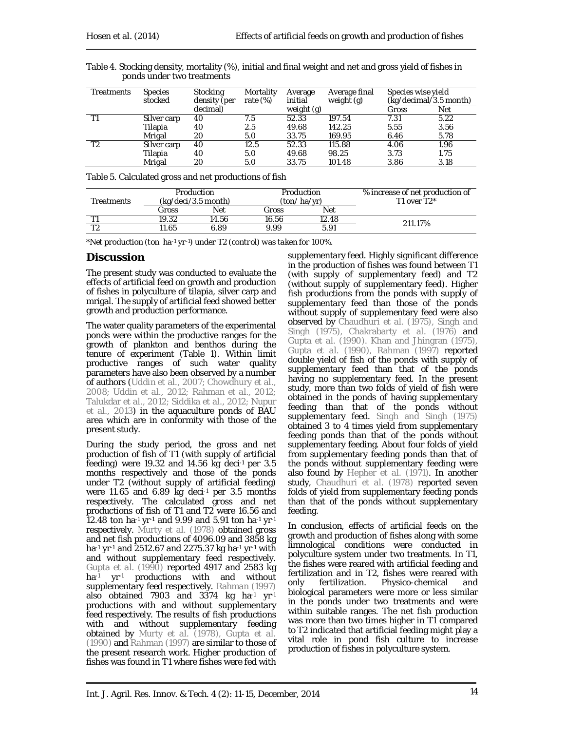Table 4. Stocking density, mortality (%), initial and final weight and net and gross yield of fishes in ponds under two treatments

| Treatments | Species stocked | Stocking density (per decimal) | Mortality rate (%) | Average initial weight (g) | Average final weight (g) | Species wise yield (kg/decimal/3.5 month) | |
|---|---|---|---|---|---|---|---|
| | | | | | | Gross | Net |
| T1 | Silver carp | 40 | 7.5 | 52.33 | 197.54 | 7.31 | 5.22 |
| | Tilapia | 40 | 2.5 | 49.68 | 142.25 | 5.55 | 3.56 |
| | Mrigal | 20 | 5.0 | 33.75 | 169.95 | 6.46 | 5.78 |
| T2 | Silver carp | 40 | 12.5 | 52.33 | 115.88 | 4.06 | 1.96 |
| | Tilapia | 40 | 5.0 | 49.68 | 98.25 | 3.73 | 1.75 |
| | Mrigal | 20 | 5.0 | 33.75 | 101.48 | 3.86 | 3.18 |

Table 5. Calculated gross and net productions of fish

| Treatments | Production (kg/deci/3.5 month) | | Production (ton/ ha/yr) | | % increase of net production of T1 over T2* |
|---|---|---|---|---|---|
| | Gross | Net | Gross | Net | |
| T1 | 19.32 | 14.56 | 16.56 | 12.48 | 211.17% |
| T2 | 11.65 | 6.89 | 9.99 | 5.91 | |

*Net production (ton $ha^{-1} yr^{-1}$) under T2 (control) was taken for 100%.

## Discussion

The present study was conducted to evaluate the effects of artificial feed on growth and production of fishes in polyculture of tilapia, silver carp and mrigal. The supply of artificial feed showed better growth and production performance.

The water quality parameters of the experimental ponds were within the productive ranges for the growth of plankton and benthos during the tenure of experiment (Table 1). Within limit productive ranges of such water quality parameters have also been observed by a number of authors (Uddin et al., 2007; Chowdhury et al., 2008; Uddin et al., 2012; Rahman et al., 2012; Talukdar et al., 2012; Siddika et al., 2012; Nupur et al., 2013) in the aquaculture ponds of BAU area which are in conformity with those of the present study.

During the study period, the gross and net production of fish of T1 (with supply of artificial feeding) were 19.32 and 14.56 kg $deci^{-1}$ per 3.5 months respectively and those of the ponds under T2 (without supply of artificial feeding) were 11.65 and 6.89 kg $deci^{-1}$ per 3.5 months respectively. The calculated gross and net productions of fish of T1 and T2 were 16.56 and 12.48 ton $ha^{-1} yr^{-1}$ and 9.99 and 5.91 ton $ha^{-1} yr^{-1}$ respectively. Murty et al. (1978) obtained gross and net fish productions of 4096.09 and 3858 kg $ha^{-1} yr^{-1}$ and 2512.67 and 2275.37 kg $ha^{-1} yr^{-1}$ with and without supplementary feed respectively. Gupta et al. (1990) reported 4917 and 2583 kg $ha^{-1}$ $yr^{-1}$ productions with and without supplementary feed respectively. Rahman (1997) also obtained 7903 and 3374 kg $ha^{-1}$ $yr^{-1}$ productions with and without supplementary feed respectively. The results of fish productions with and without supplementary feeding obtained by Murty et al. (1978), Gupta et al. (1990) and Rahman (1997) are similar to those of the present research work. Higher production of fishes was found in T1 where fishes were fed with supplementary feed. Highly significant difference in the production of fishes was found between T1 (with supply of supplementary feed) and T2 (without supply of supplementary feed). Higher fish productions from the ponds with supply of supplementary feed than those of the ponds without supply of supplementary feed were also observed by Chaudhuri et al. (1975), Singh and Singh (1975), Chakrabarty et al. (1976) and Gupta et al. (1990). Khan and Jhingran (1975), Gupta et al. (1990), Rahman (1997) reported double yield of fish of the ponds with supply of supplementary feed than that of the ponds having no supplementary feed. In the present study, more than two folds of yield of fish were obtained in the ponds of having supplementary feeding than that of the ponds without supplementary feed. Singh and Singh (1975) obtained 3 to 4 times yield from supplementary feeding ponds than that of the ponds without supplementary feeding. About four folds of yield from supplementary feeding ponds than that of the ponds without supplementary feeding were also found by Hepher et al. (1971). In another study, Chaudhuri et al. (1978) reported seven folds of yield from supplementary feeding ponds than that of the ponds without supplementary feeding.

In conclusion, effects of artificial feeds on the growth and production of fishes along with some limnological conditions were conducted in polyculture system under two treatments. In T1, the fishes were reared with artificial feeding and fertilization and in T2, fishes were reared with only fertilization. Physico-chemical and biological parameters were more or less similar in the ponds under two treatments and were within suitable ranges. The net fish production was more than two times higher in T1 compared to T2 indicated that artificial feeding might play a vital role in pond fish culture to increase production of fishes in polyculture system.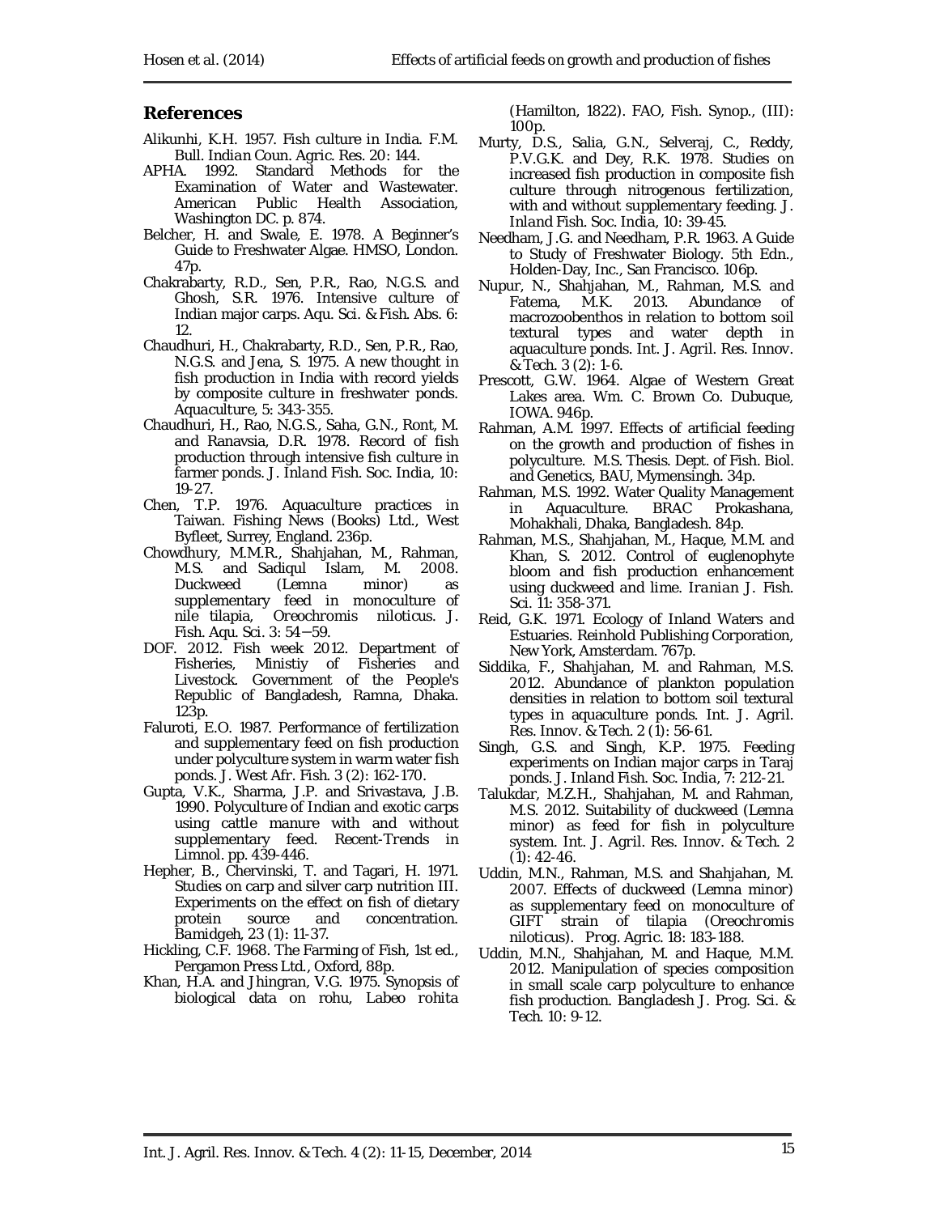## References

Alikunhi, K.H. 1957. Fish culture in India. F.M. Bull. *Indian Coun. Agric. Res.* 20: 144.

APHA. 1992. Standard Methods for the Examination of Water and Wastewater. American Public Health Association, Washington DC. p. 874.

Belcher, H. and Swale, E. 1978. A Beginner's Guide to Freshwater Algae. HMSO, London. 47p.

Chakrabarty, R.D., Sen, P.R., Rao, N.G.S. and Ghosh, S.R. 1976. Intensive culture of Indian major carps. *Aqu. Sci. & Fish. Abs.* 6: 12.

Chaudhuri, H., Chakrabarty, R.D., Sen, P.R., Rao, N.G.S. and Jena, S. 1975. A new thought in fish production in India with record yields by composite culture in freshwater ponds. *Aquaculture*, 5: 343-355.

Chaudhuri, H., Rao, N.G.S., Saha, G.N., Ront, M. and Ranavsia, D.R. 1978. Record of fish production through intensive fish culture in farmer ponds. *J. Inland Fish. Soc. India*, 10: 19-27.

Chen, T.P. 1976. Aquaculture practices in Taiwan. Fishing News (Books) Ltd., West Byfleet, Surrey, England. 236p.

Chowdhury, M.M.R., Shahjahan, M., Rahman, M.S. and Sadiqul Islam, M. 2008. Duckweed (*Lemna minor*) as supplementary feed in monoculture of nile tilapia, *Oreochromis niloticus*. *J. Fish. Aqu. Sci.* 3: 54−59.

DOF. 2012. Fish week 2012. Department of Fisheries, Ministiy of Fisheries and Livestock. Government of the People's Republic of Bangladesh, Ramna, Dhaka. 123p.

Faluroti, E.O. 1987. Performance of fertilization and supplementary feed on fish production under polyculture system in warm water fish ponds. *J. West Afr. Fish.* 3 (2): 162-170.

Gupta, V.K., Sharma, J.P. and Srivastava, J.B. 1990. Polyculture of Indian and exotic carps using cattle manure with and without supplementary feed. *Recent-Trends in Limnol.* pp. 439-446.

Hepher, B., Chervinski, T. and Tagari, H. 1971. Studies on carp and silver carp nutrition III. Experiments on the effect on fish of dietary protein source and concentration. *Bamidgeh*, 23 (1): 11-37.

Hickling, C.F. 1968. The Farming of Fish, 1st ed., Pergamon Press Ltd., Oxford, 88p.

Khan, H.A. and Jhingran, V.G. 1975. Synopsis of biological data on rohu, *Labeo rohita* (Hamilton, 1822). FAO, Fish. Synop., (III): 100p.

Murty, D.S., Salia, G.N., Selveraj, C., Reddy, P.V.G.K. and Dey, R.K. 1978. Studies on increased fish production in composite fish culture through nitrogenous fertilization, with and without supplementary feeding. *J. Inland Fish. Soc. India*, 10: 39-45.

Needham, J.G. and Needham, P.R. 1963. A Guide to Study of Freshwater Biology. 5th Edn., Holden-Day, Inc., San Francisco. 106p.

Nupur, N., Shahjahan, M., Rahman, M.S. and Fatema, M.K. 2013. Abundance of macrozoobenthos in relation to bottom soil textural types and water depth in aquaculture ponds. *Int. J. Agril. Res. Innov. & Tech.* 3 (2): 1-6.

Prescott, G.W. 1964. Algae of Western Great Lakes area. Wm. C. Brown Co. Dubuque, IOWA. 946p.

Rahman, A.M. 1997. Effects of artificial feeding on the growth and production of fishes in polyculture. M.S. Thesis. Dept. of Fish. Biol. and Genetics, BAU, Mymensingh. 34p.

Rahman, M.S. 1992. Water Quality Management in Aquaculture. BRAC Prokashana, Mohakhali, Dhaka, Bangladesh. 84p.

Rahman, M.S., Shahjahan, M., Haque, M.M. and Khan, S. 2012. Control of euglenophyte bloom and fish production enhancement using duckweed and lime. *Iranian J. Fish. Sci.* 11: 358-371.

Reid, G.K. 1971. Ecology of Inland Waters and Estuaries. Reinhold Publishing Corporation, New York, Amsterdam. 767p.

Siddika, F., Shahjahan, M. and Rahman, M.S. 2012. Abundance of plankton population densities in relation to bottom soil textural types in aquaculture ponds. *Int. J. Agril. Res. Innov. & Tech.* 2 (1): 56-61.

Singh, G.S. and Singh, K.P. 1975. Feeding experiments on Indian major carps in Taraj ponds. *J. Inland Fish. Soc. India*, 7: 212-21.

Talukdar, M.Z.H., Shahjahan, M. and Rahman, M.S. 2012. Suitability of duckweed (*Lemna minor*) as feed for fish in polyculture system. *Int. J. Agril. Res. Innov. & Tech.* 2 (1): 42-46.

Uddin, M.N., Rahman, M.S. and Shahjahan, M. 2007. Effects of duckweed (*Lemna minor*) as supplementary feed on monoculture of GIFT strain of tilapia (*Oreochromis niloticus*). *Prog. Agric.* 18: 183-188.

Uddin, M.N., Shahjahan, M. and Haque, M.M. 2012. Manipulation of species composition in small scale carp polyculture to enhance fish production. *Bangladesh J. Prog. Sci. & Tech.* 10: 9-12.